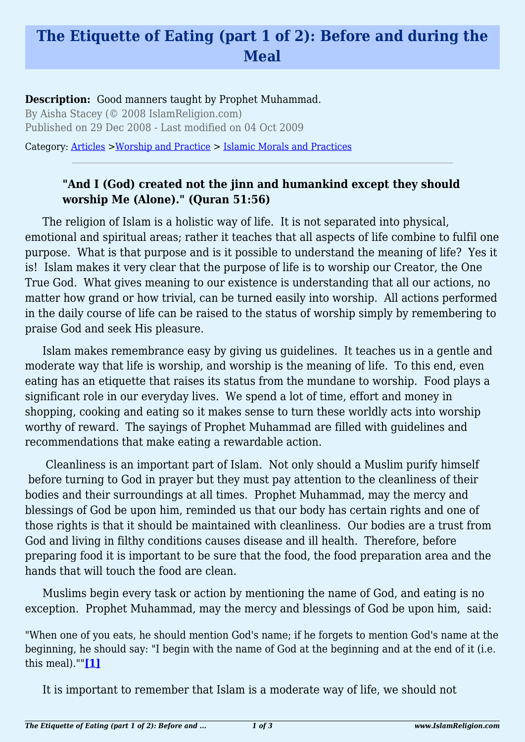# The Etiquette of Eating (part 1 of 2): Before and during the Meal

**Description:** Good manners taught by Prophet Muhammad.

By Aisha Stacey (© 2008 IslamReligion.com)

Published on 29 Dec 2008 - Last modified on 04 Oct 2009

Category: Articles >Worship and Practice > Islamic Morals and Practices

---

> **"And I (God) created not the jinn and humankind except they should worship Me (Alone)." (Quran 51:56)**

The religion of Islam is a holistic way of life. It is not separated into physical, emotional and spiritual areas; rather it teaches that all aspects of life combine to fulfil one purpose. What is that purpose and is it possible to understand the meaning of life? Yes it is! Islam makes it very clear that the purpose of life is to worship our Creator, the One True God. What gives meaning to our existence is understanding that all our actions, no matter how grand or how trivial, can be turned easily into worship. All actions performed in the daily course of life can be raised to the status of worship simply by remembering to praise God and seek His pleasure.

Islam makes remembrance easy by giving us guidelines. It teaches us in a gentle and moderate way that life is worship, and worship is the meaning of life. To this end, even eating has an etiquette that raises its status from the mundane to worship. Food plays a significant role in our everyday lives. We spend a lot of time, effort and money in shopping, cooking and eating so it makes sense to turn these worldly acts into worship worthy of reward. The sayings of Prophet Muhammad are filled with guidelines and recommendations that make eating a rewardable action.

Cleanliness is an important part of Islam. Not only should a Muslim purify himself before turning to God in prayer but they must pay attention to the cleanliness of their bodies and their surroundings at all times. Prophet Muhammad, may the mercy and blessings of God be upon him, reminded us that our body has certain rights and one of those rights is that it should be maintained with cleanliness. Our bodies are a trust from God and living in filthy conditions causes disease and ill health. Therefore, before preparing food it is important to be sure that the food, the food preparation area and the hands that will touch the food are clean.

Muslims begin every task or action by mentioning the name of God, and eating is no exception. Prophet Muhammad, may the mercy and blessings of God be upon him, said:

"When one of you eats, he should mention God's name; if he forgets to mention God's name at the beginning, he should say: "I begin with the name of God at the beginning and at the end of it (i.e. this meal).""**[1]**

It is important to remember that Islam is a moderate way of life, we should not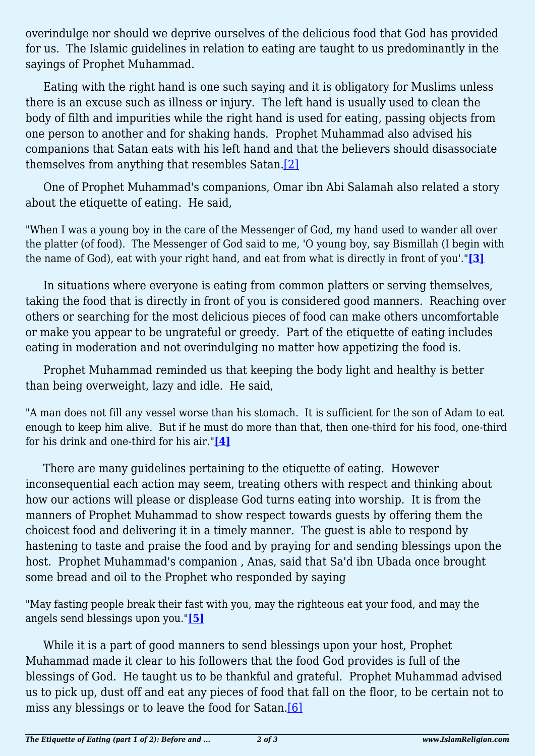overindulge nor should we deprive ourselves of the delicious food that God has provided for us. The Islamic guidelines in relation to eating are taught to us predominantly in the sayings of Prophet Muhammad.

Eating with the right hand is one such saying and it is obligatory for Muslims unless there is an excuse such as illness or injury. The left hand is usually used to clean the body of filth and impurities while the right hand is used for eating, passing objects from one person to another and for shaking hands. Prophet Muhammad also advised his companions that Satan eats with his left hand and that the believers should disassociate themselves from anything that resembles Satan.[2]

One of Prophet Muhammad's companions, Omar ibn Abi Salamah also related a story about the etiquette of eating. He said,

> "When I was a young boy in the care of the Messenger of God, my hand used to wander all over the platter (of food). The Messenger of God said to me, 'O young boy, say Bismillah (I begin with the name of God), eat with your right hand, and eat from what is directly in front of you'."**[3]**

In situations where everyone is eating from common platters or serving themselves, taking the food that is directly in front of you is considered good manners. Reaching over others or searching for the most delicious pieces of food can make others uncomfortable or make you appear to be ungrateful or greedy. Part of the etiquette of eating includes eating in moderation and not overindulging no matter how appetizing the food is.

Prophet Muhammad reminded us that keeping the body light and healthy is better than being overweight, lazy and idle. He said,

> "A man does not fill any vessel worse than his stomach. It is sufficient for the son of Adam to eat enough to keep him alive. But if he must do more than that, then one-third for his food, one-third for his drink and one-third for his air."**[4]**

There are many guidelines pertaining to the etiquette of eating. However inconsequential each action may seem, treating others with respect and thinking about how our actions will please or displease God turns eating into worship. It is from the manners of Prophet Muhammad to show respect towards guests by offering them the choicest food and delivering it in a timely manner. The guest is able to respond by hastening to taste and praise the food and by praying for and sending blessings upon the host. Prophet Muhammad's companion , Anas, said that Sa'd ibn Ubada once brought some bread and oil to the Prophet who responded by saying

> "May fasting people break their fast with you, may the righteous eat your food, and may the angels send blessings upon you."**[5]**

While it is a part of good manners to send blessings upon your host, Prophet Muhammad made it clear to his followers that the food God provides is full of the blessings of God. He taught us to be thankful and grateful. Prophet Muhammad advised us to pick up, dust off and eat any pieces of food that fall on the floor, to be certain not to miss any blessings or to leave the food for Satan.[6]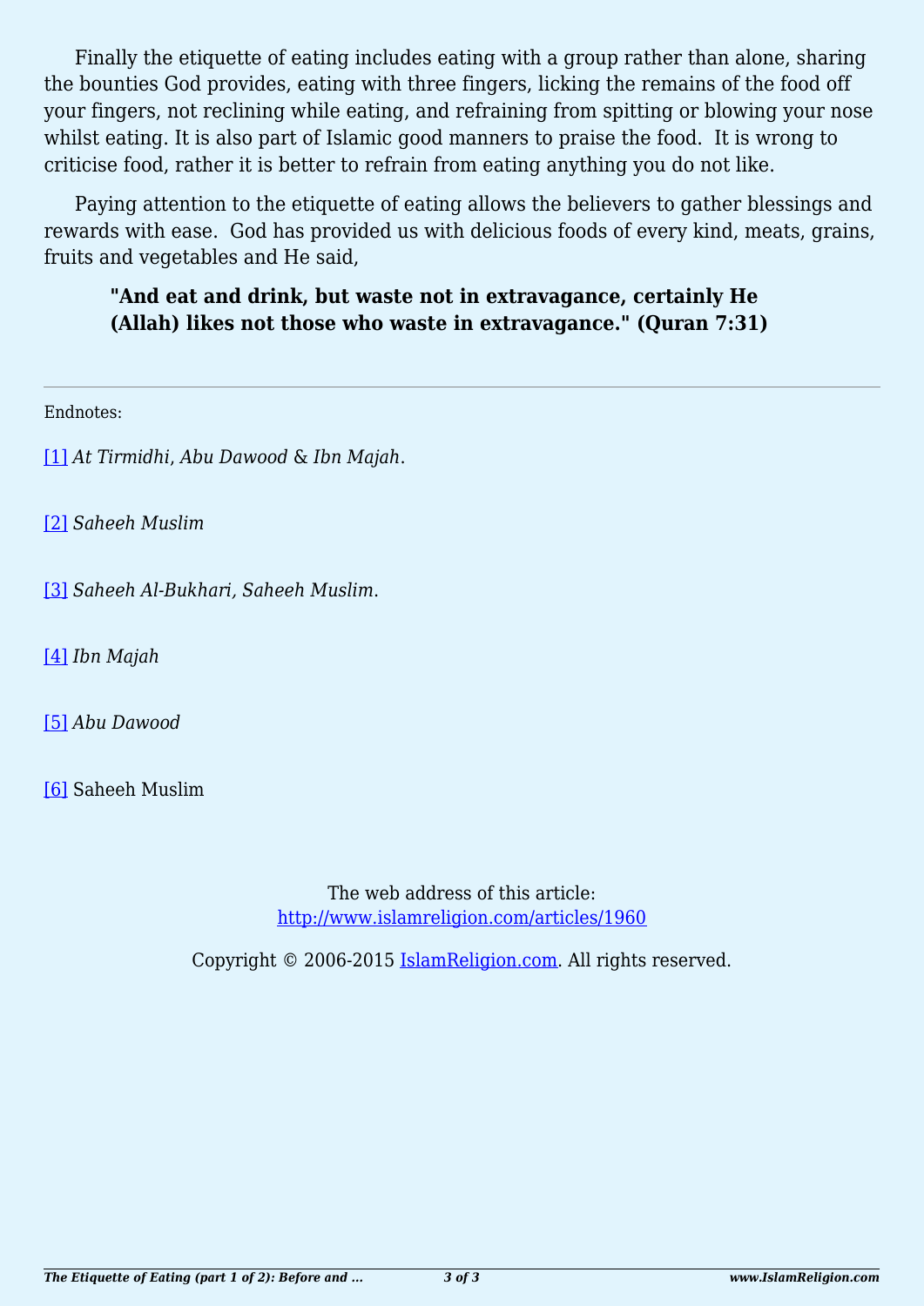Finally the etiquette of eating includes eating with a group rather than alone, sharing the bounties God provides, eating with three fingers, licking the remains of the food off your fingers, not reclining while eating, and refraining from spitting or blowing your nose whilst eating. It is also part of Islamic good manners to praise the food.  It is wrong to criticise food, rather it is better to refrain from eating anything you do not like.

Paying attention to the etiquette of eating allows the believers to gather blessings and rewards with ease.  God has provided us with delicious foods of every kind, meats, grains, fruits and vegetables and He said,

> **"And eat and drink, but waste not in extravagance, certainly He (Allah) likes not those who waste in extravagance." (Quran 7:31)**

---

Endnotes:

[1] *At Tirmidhi*, *Abu Dawood* & *Ibn Majah*.

[2] *Saheeh Muslim*

[3] *Saheeh Al-Bukhari, Saheeh Muslim*.

[4] *Ibn Majah*

[5] *Abu Dawood*

[6] Saheeh Muslim

The web address of this article:
http://www.islamreligion.com/articles/1960

Copyright © 2006-2015 IslamReligion.com. All rights reserved.